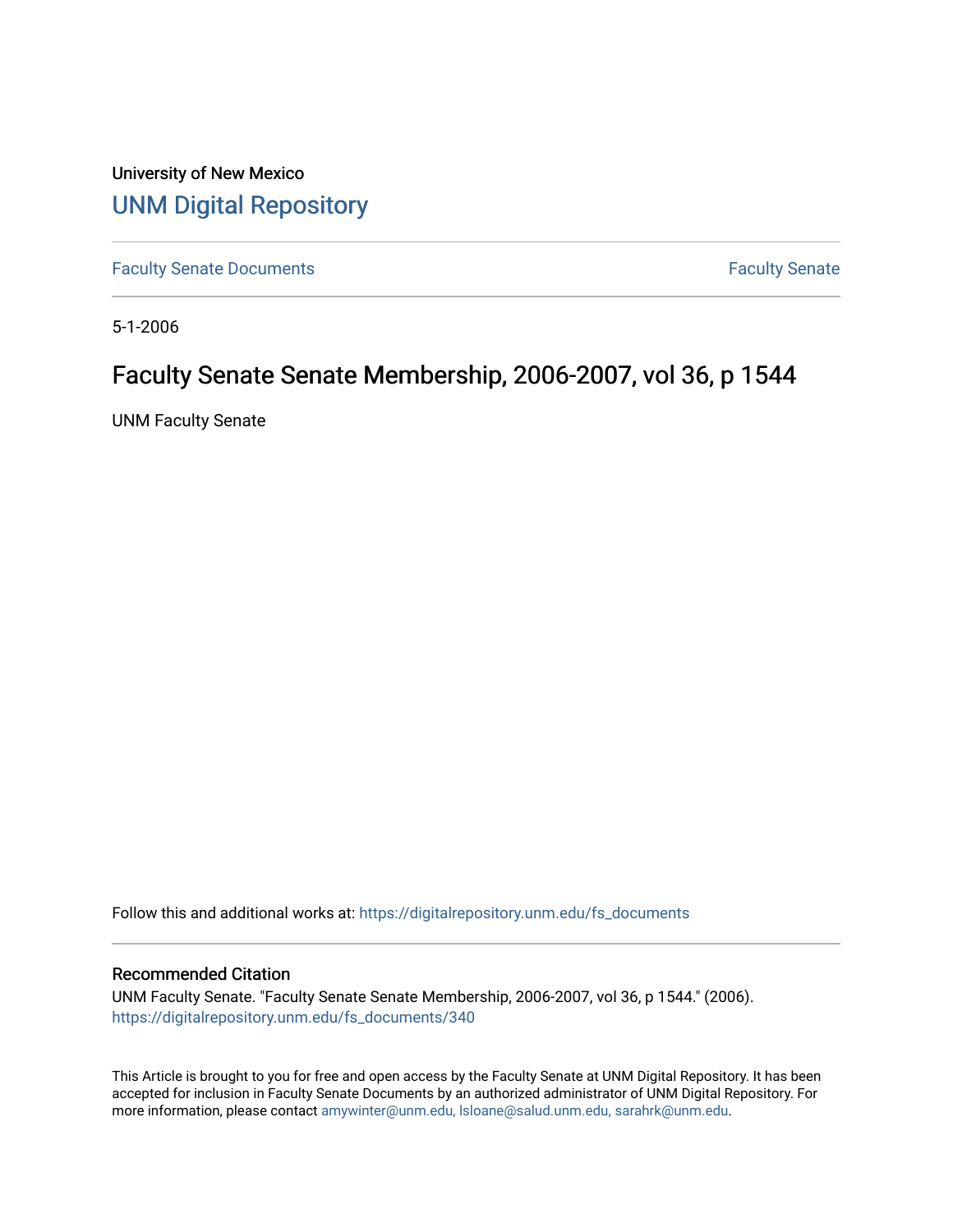University of New Mexico

# UNM Digital Repository

Faculty Senate Documents

Faculty Senate

5-1-2006

## Faculty Senate Senate Membership, 2006-2007, vol 36, p 1544

UNM Faculty Senate

Follow this and additional works at: https://digitalrepository.unm.edu/fs_documents

### Recommended Citation

UNM Faculty Senate. "Faculty Senate Senate Membership, 2006-2007, vol 36, p 1544." (2006). https://digitalrepository.unm.edu/fs_documents/340

This Article is brought to you for free and open access by the Faculty Senate at UNM Digital Repository. It has been accepted for inclusion in Faculty Senate Documents by an authorized administrator of UNM Digital Repository. For more information, please contact amywinter@unm.edu, lsloane@salud.unm.edu, sarahrk@unm.edu.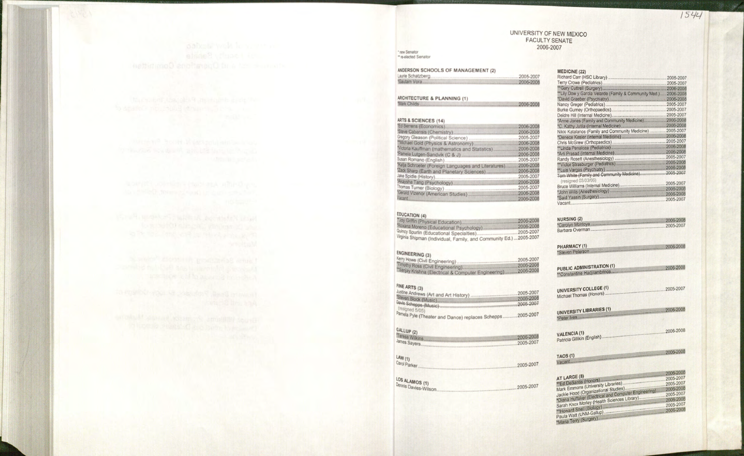# UNIVERSITY OF NEW MEXICO
## FACULTY SENATE
### 2006-2007

\* new Senator
\*\* re-elected Senator

**ANDERSON SCHOOLS OF MANAGEMENT (2)**
Laurie Schatzberg ............ 2005-2007
*Gautam Vora ............ 2006-2008

**ARCHITECTURE & PLANNING (1)**
*Mark Childs ............ 2006-2008

**ARTS & SCIENCES (14)**
*Ed Berrens (Economics) ............ 2006-2008
*Steve Cabaniss (Chemistry) ............ 2006-2008
Gregory Gleason (Political Science) ............ 2005-2007
**Michael Gold (Physics & Astronomy) ............ 2006-2008
*Victoria Kauffman (mathematics and Statistics) ............ 2006-2008
*Pamela Lutgen-Sandvik (C & J) ............ 2006-2008
Susan Romano (English) ............ 2005-2007
*Katja Schroeter (Foreign Languages and Literatures) ............ 2006-2008
*Zack Sharp (Earth and Planetary Sciences) ............ 2006-2008
Jake Spidle (History) ............ 2005-2007
*Akaysha Tang (Psychology) ............ 2006-2008
Thomas Turner (Biology) ............ 2005-2007
*Gerald Vizenor (American Studies) ............ 2006-2008
Vacant ............ 2006-2008

**EDUCATION (4)**
**Joy Griffin (Physical Education) ............ 2006-2008
*Roxana Moreno (Educational Psychology) ............ 2006-2008
Quincy Spurlin (Educational Specialties) ............ 2005-2007
Virginia Shipman (Individual, Family, and Community Ed.) ... 2005-2007

**ENGINEERING (3)**
Kerry Howe (Civil Engineering) ............ 2005-2007
*Timothy Ross (Civil Engineering) ............ 2006-2008
**Sanjay Krishna (Electrical & Computer Engineering) ............ 2006-2008

**FINE ARTS (3)**
Justine Andrews (Art and Art History) ............ 2005-2007
*Steven Block (Music) ............ 2006-2008
~~Davis Schepps (Music)~~ ............ 2005-2007
(resigned 5/05)
Pamela Pyle (Theater and Dance) replaces Schepps ............ 2005-2007

**GALLUP (2)**
*Teresa Wilkins ............ 2006-2008
James Sayers ............ 2005-2007

**LAW (1)**
Carol Parker ............ 2005-2007

**LOS ALAMOS (1)**
Dennis Davies-Wilson ............ 2005-2007

**MEDICINE (22)**
Richard Carr (HSC Library) ............ 2005-2007
Terry Crowe (Pediatrics) ............ 2005-2007
**Gary Cuttrell (Surgery) ............ 2006-2008
**Lily Dow y Garcia Velarde (Family & Community Med.) ...... 2006-2008
*David Graeber (Psychiatry) ............ 2006-2008
Nancy Greger (Pediatrics) ............ 2005-2007
Burke Gurney (Orthopaedics) ............ 2005-2007
Deidre Hill (Internal Medicine) ............ 2005-2007
*Anne Jones (Family and Community Medicine) ............ 2006-2008
*C. Kathy Jutila (Internal Medicine) ............ 2006-2008
Nikki Katalanos (Family and Community Medicine) ............ 2005-2007
*Denece Kesler (Internal Medicine) ............ 2006-2008
Chris McGrew (Orthopaedics) ............ 2005-2007
**Linda Penaloza (Pediatrics) ............ 2006-2008
*Arti Prasad (Internal Medicine) ............ 2006-2008
Randy Rosett (Anesthesiology) ............ 2005-2007
**Victor Strasburger (Pediatrics) ............ 2006-2008
**Luis Vargas (Psychiatry) ............ 2006-2008
~~Tom White (Family and Community Medicine)~~ ............ 2005-2007
(resigned 03/03/06)
Bruce Williams (Internal Medicine) ............ 2005-2007
*John Wills (Anesthesiology) ............ 2006-2008
*Said Yassin (Surgery) ............ 2006-2008
Vacant ............ 2005-2007

**NURSING (2)**
*Carolyn Montoya ............ 2006-2008
Barbara Overman ............ 2005-2007

**PHARMACY (1)**
*Steven Peterson ............ 2006-2008

**PUBLIC ADMINISTRATION (1)**
**Constantine Hadjilambrinos ............ 2006-2008

**UNIVERSITY COLLEGE (1)**
Michael Thomas (Honors) ............ 2005-2007

**UNIVERSITY LIBRARIES (1)**
*Peter Ives ............ 2006-2008

**VALENCIA (1)**
Patricia Gillikin (English) ............ 2006-2008

**TAOS (1)**
Vacant ............ 2006-2008

**AT LARGE (8)**
**Ed DeSantis (Honors) ............ 2006-2008
Mark Emmons (University Libraries) ............ 2005-2007
Jackie Hood (Organizational Studies) ............ 2005-2007
*Diana Huffaker (Electrical and Computer Engineering) ............ 2006-2008
Sarah Knox Morley (Health Sciences Library) ............ 2005-2007
**Howard Snell (Biology) ............ 2006-2008
Paula Walt (UNM-Gallup) ............ 2005-2007
*Maria Terry (Surgery) ............ 2006-2008